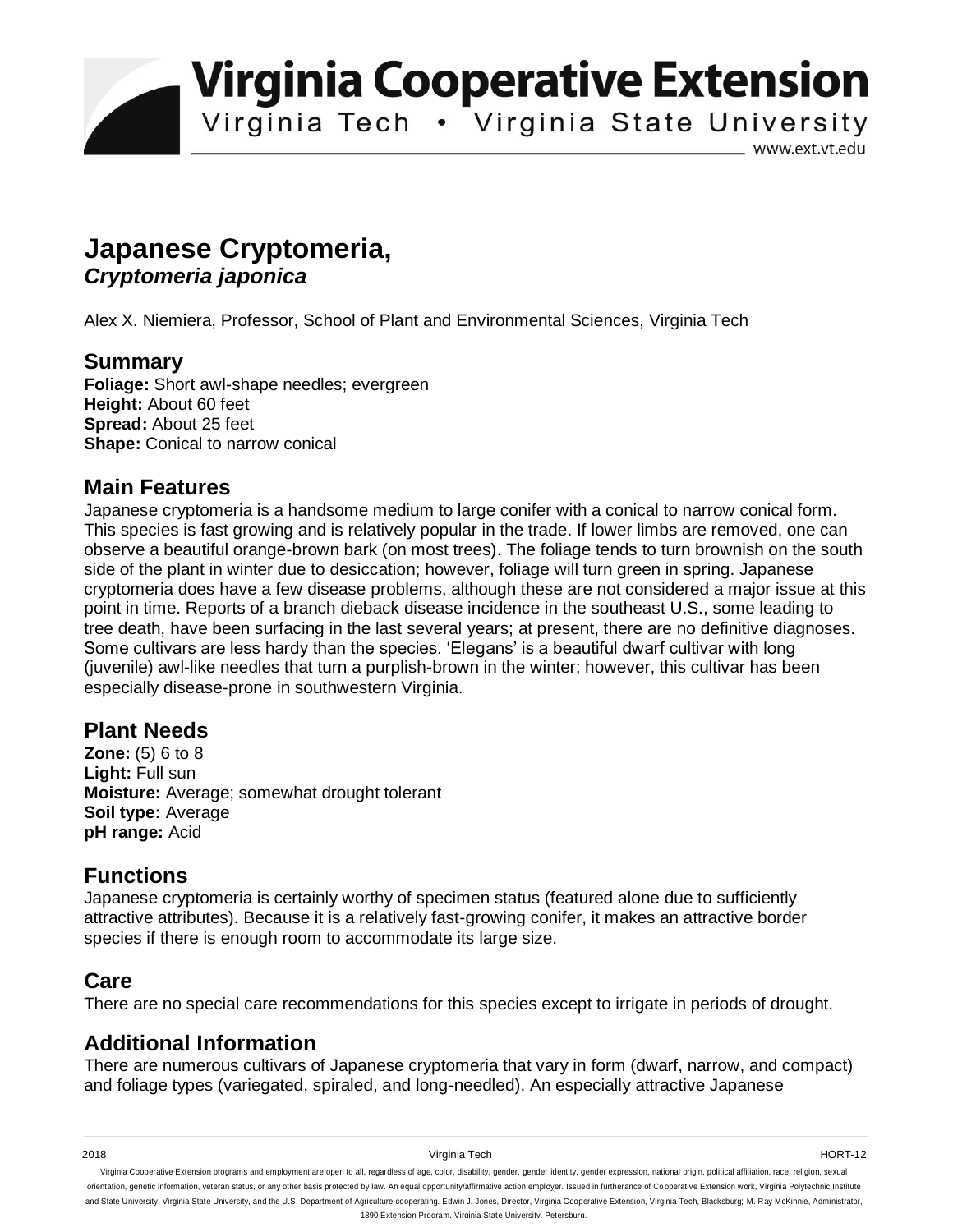# Virginia Cooperative Extension

Virginia Tech • Virginia State University

www.ext.vt.edu

# Japanese Cryptomeria, *Cryptomeria japonica*

Alex X. Niemiera, Professor, School of Plant and Environmental Sciences, Virginia Tech

## Summary

**Foliage:** Short awl-shape needles; evergreen
**Height:** About 60 feet
**Spread:** About 25 feet
**Shape:** Conical to narrow conical

## Main Features

Japanese cryptomeria is a handsome medium to large conifer with a conical to narrow conical form. This species is fast growing and is relatively popular in the trade. If lower limbs are removed, one can observe a beautiful orange-brown bark (on most trees). The foliage tends to turn brownish on the south side of the plant in winter due to desiccation; however, foliage will turn green in spring. Japanese cryptomeria does have a few disease problems, although these are not considered a major issue at this point in time. Reports of a branch dieback disease incidence in the southeast U.S., some leading to tree death, have been surfacing in the last several years; at present, there are no definitive diagnoses. Some cultivars are less hardy than the species. 'Elegans' is a beautiful dwarf cultivar with long (juvenile) awl-like needles that turn a purplish-brown in the winter; however, this cultivar has been especially disease-prone in southwestern Virginia.

## Plant Needs

**Zone:** (5) 6 to 8
**Light:** Full sun
**Moisture:** Average; somewhat drought tolerant
**Soil type:** Average
**pH range:** Acid

## Functions

Japanese cryptomeria is certainly worthy of specimen status (featured alone due to sufficiently attractive attributes). Because it is a relatively fast-growing conifer, it makes an attractive border species if there is enough room to accommodate its large size.

## Care

There are no special care recommendations for this species except to irrigate in periods of drought.

## Additional Information

There are numerous cultivars of Japanese cryptomeria that vary in form (dwarf, narrow, and compact) and foliage types (variegated, spiraled, and long-needled). An especially attractive Japanese

2018 Virginia Tech HORT-12

Virginia Cooperative Extension programs and employment are open to all, regardless of age, color, disability, gender, gender identity, gender expression, national origin, political affiliation, race, religion, sexual orientation, genetic information, veteran status, or any other basis protected by law. An equal opportunity/affirmative action employer. Issued in furtherance of Cooperative Extension work, Virginia Polytechnic Institute and State University, Virginia State University, and the U.S. Department of Agriculture cooperating. Edwin J. Jones, Director, Virginia Cooperative Extension, Virginia Tech, Blacksburg; M. Ray McKinnie, Administrator, 1890 Extension Program, Virginia State University, Petersburg.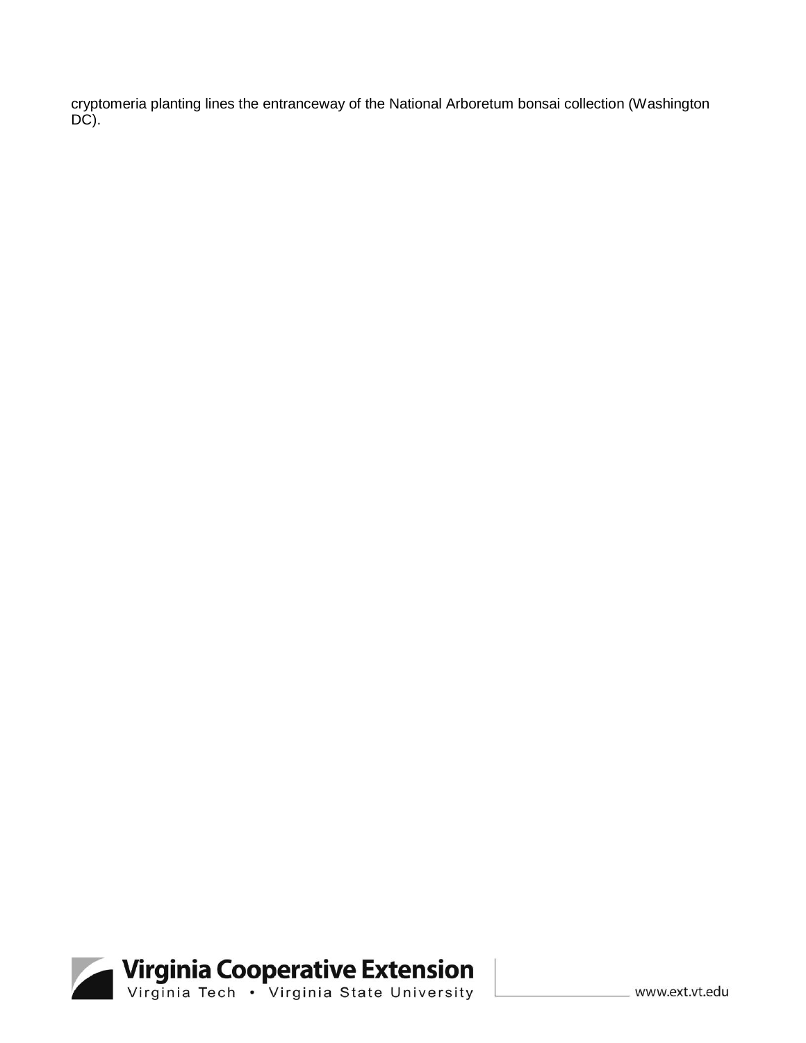cryptomeria planting lines the entranceway of the National Arboretum bonsai collection (Washington DC).